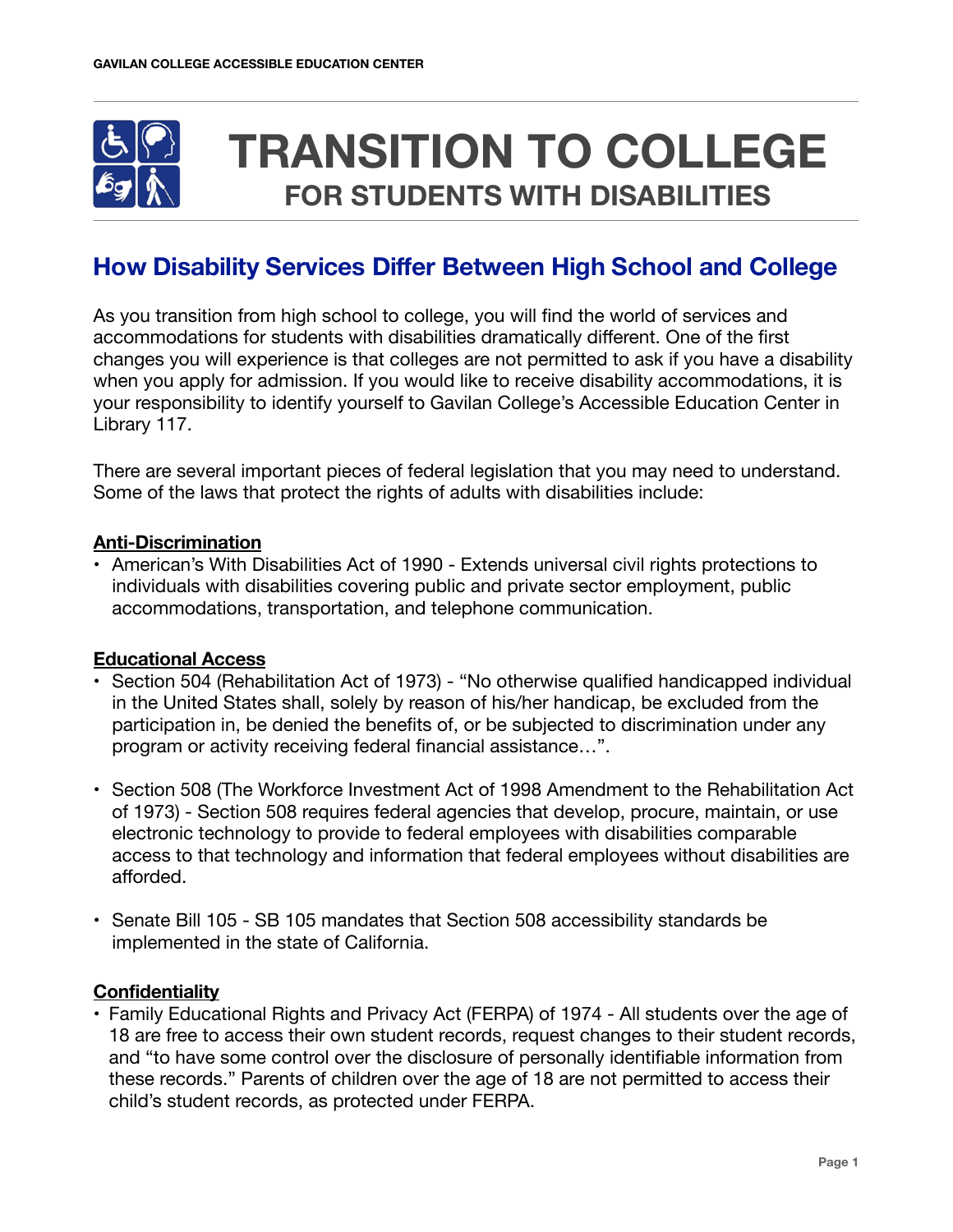# TRANSITION TO COLLEGE

## FOR STUDENTS WITH DISABILITIES

## How Disability Services Differ Between High School and College

As you transition from high school to college, you will find the world of services and accommodations for students with disabilities dramatically different. One of the first changes you will experience is that colleges are not permitted to ask if you have a disability when you apply for admission. If you would like to receive disability accommodations, it is your responsibility to identify yourself to Gavilan College's Accessible Education Center in Library 117.

There are several important pieces of federal legislation that you may need to understand. Some of the laws that protect the rights of adults with disabilities include:

**Anti-Discrimination**

- American's With Disabilities Act of 1990 - Extends universal civil rights protections to individuals with disabilities covering public and private sector employment, public accommodations, transportation, and telephone communication.

**Educational Access**

- Section 504 (Rehabilitation Act of 1973) - "No otherwise qualified handicapped individual in the United States shall, solely by reason of his/her handicap, be excluded from the participation in, be denied the benefits of, or be subjected to discrimination under any program or activity receiving federal financial assistance…".
- Section 508 (The Workforce Investment Act of 1998 Amendment to the Rehabilitation Act of 1973) - Section 508 requires federal agencies that develop, procure, maintain, or use electronic technology to provide to federal employees with disabilities comparable access to that technology and information that federal employees without disabilities are afforded.
- Senate Bill 105 - SB 105 mandates that Section 508 accessibility standards be implemented in the state of California.

**Confidentiality**

- Family Educational Rights and Privacy Act (FERPA) of 1974 - All students over the age of 18 are free to access their own student records, request changes to their student records, and "to have some control over the disclosure of personally identifiable information from these records." Parents of children over the age of 18 are not permitted to access their child's student records, as protected under FERPA.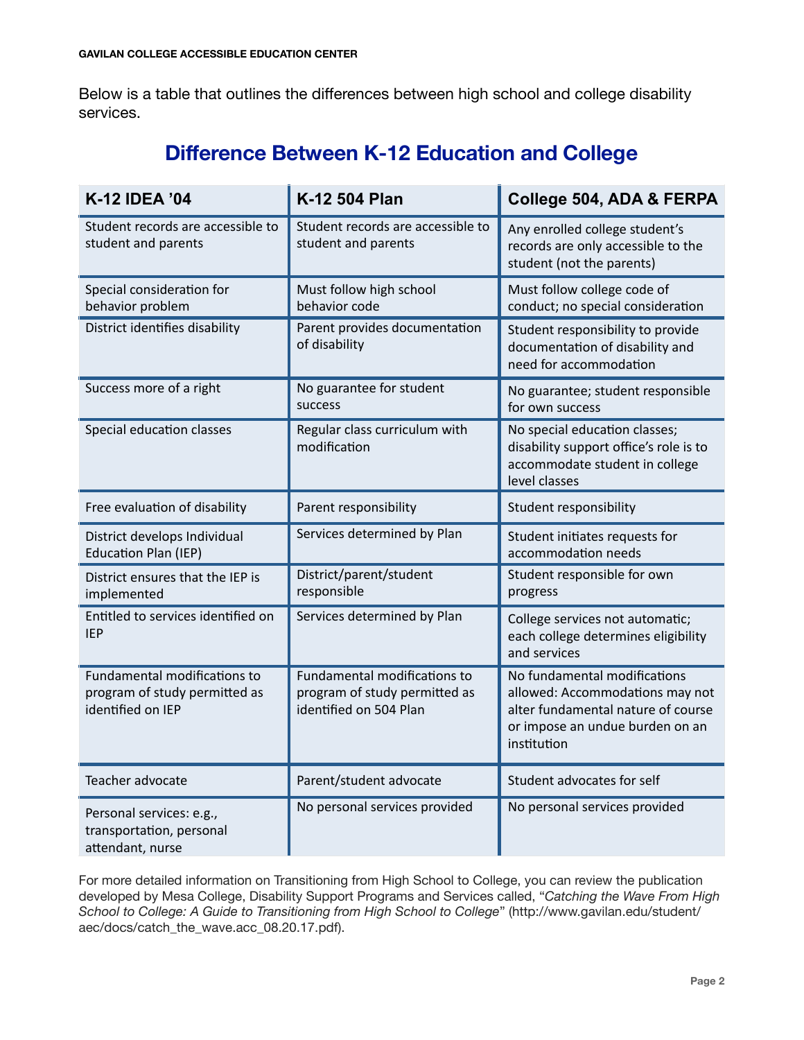**GAVILAN COLLEGE ACCESSIBLE EDUCATION CENTER**

Below is a table that outlines the differences between high school and college disability services.

## Difference Between K-12 Education and College

| K-12 IDEA '04 | K-12 504 Plan | College 504, ADA & FERPA |
|---|---|---|
| Student records are accessible to student and parents | Student records are accessible to student and parents | Any enrolled college student's records are only accessible to the student (not the parents) |
| Special consideration for behavior problem | Must follow high school behavior code | Must follow college code of conduct; no special consideration |
| District identifies disability | Parent provides documentation of disability | Student responsibility to provide documentation of disability and need for accommodation |
| Success more of a right | No guarantee for student success | No guarantee; student responsible for own success |
| Special education classes | Regular class curriculum with modification | No special education classes; disability support office's role is to accommodate student in college level classes |
| Free evaluation of disability | Parent responsibility | Student responsibility |
| District develops Individual Education Plan (IEP) | Services determined by Plan | Student initiates requests for accommodation needs |
| District ensures that the IEP is implemented | District/parent/student responsible | Student responsible for own progress |
| Entitled to services identified on IEP | Services determined by Plan | College services not automatic; each college determines eligibility and services |
| Fundamental modifications to program of study permitted as identified on IEP | Fundamental modifications to program of study permitted as identified on 504 Plan | No fundamental modifications allowed: Accommodations may not alter fundamental nature of course or impose an undue burden on an institution |
| Teacher advocate | Parent/student advocate | Student advocates for self |
| Personal services: e.g., transportation, personal attendant, nurse | No personal services provided | No personal services provided |

For more detailed information on Transitioning from High School to College, you can review the publication developed by Mesa College, Disability Support Programs and Services called, "*Catching the Wave From High School to College: A Guide to Transitioning from High School to College*" (http://www.gavilan.edu/student/aec/docs/catch_the_wave.acc_08.20.17.pdf).